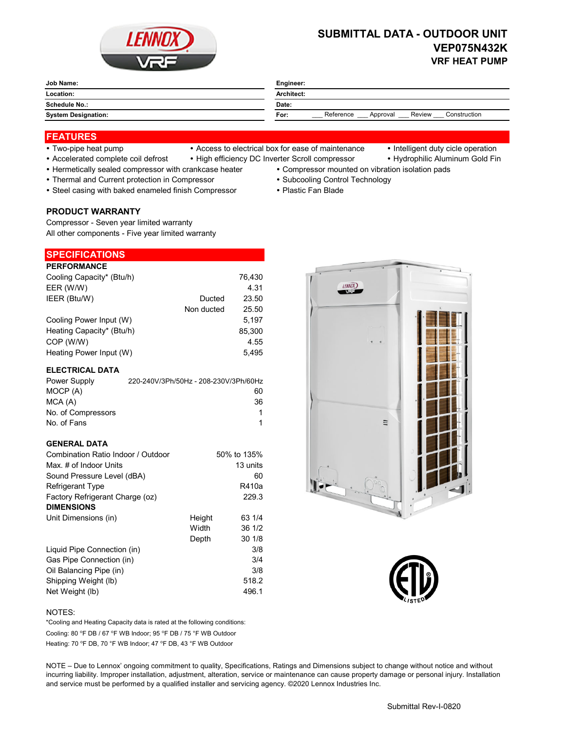# SUBMITTAL DATA - OUTDOOR UNIT
## VEP075N432K
### VRF HEAT PUMP

| Job Name: | Engineer: |
|---|---|
| Location: | Architect: |
| Schedule No.: | Date: |
| System Designation: | For: ___ Reference ___ Approval ___ Review ___ Construction |

## FEATURES

- Two-pipe heat pump
- Access to electrical box for ease of maintenance
- Intelligent duty cicle operation
- Accelerated complete coil defrost
- High efficiency DC Inverter Scroll compressor
- Hydrophilic Aluminum Gold Fin
- Hermetically sealed compressor with crankcase heater
- Compressor mounted on vibration isolation pads
- Thermal and Current protection in Compressor
- Subcooling Control Technology
- Steel casing with baked enameled finish Compressor
- Plastic Fan Blade

### PRODUCT WARRANTY

Compressor - Seven year limited warranty
All other components - Five year limited warranty

## SPECIFICATIONS

### PERFORMANCE

| | | |
|---|---|---|
| Cooling Capacity* (Btu/h) | | 76,430 |
| EER (W/W) | | 4.31 |
| IEER (Btu/W) | Ducted | 23.50 |
| | Non ducted | 25.50 |
| Cooling Power Input (W) | | 5,197 |
| Heating Capacity* (Btu/h) | | 85,300 |
| COP (W/W) | | 4.55 |
| Heating Power Input (W) | | 5,495 |

### ELECTRICAL DATA

| | |
|---|---|
| Power Supply | 220-240V/3Ph/50Hz - 208-230V/3Ph/60Hz |
| MOCP (A) | 60 |
| MCA (A) | 36 |
| No. of Compressors | 1 |
| No. of Fans | 1 |

### GENERAL DATA

| | | |
|---|---|---|
| Combination Ratio Indoor / Outdoor | | 50% to 135% |
| Max. # of Indoor Units | | 13 units |
| Sound Pressure Level (dBA) | | 60 |
| Refrigerant Type | | R410a |
| Factory Refrigerant Charge (oz) | | 229.3 |

### DIMENSIONS

| | | |
|---|---|---|
| Unit Dimensions (in) | Height | 63 1/4 |
| | Width | 36 1/2 |
| | Depth | 30 1/8 |
| Liquid Pipe Connection (in) | | 3/8 |
| Gas Pipe Connection (in) | | 3/4 |
| Oil Balancing Pipe (in) | | 3/8 |
| Shipping Weight (lb) | | 518.2 |
| Net Weight (lb) | | 496.1 |

NOTES:

*Cooling and Heating Capacity data is rated at the following conditions:

Cooling: 80 °F DB / 67 °F WB Indoor; 95 °F DB / 75 °F WB Outdoor

Heating: 70 °F DB, 70 °F WB Indoor; 47 °F DB, 43 °F WB Outdoor

NOTE – Due to Lennox' ongoing commitment to quality, Specifications, Ratings and Dimensions subject to change without notice and without incurring liability. Improper installation, adjustment, alteration, service or maintenance can cause property damage or personal injury. Installation and service must be performed by a qualified installer and servicing agency. ©2020 Lennox Industries Inc.

Submittal Rev-I-0820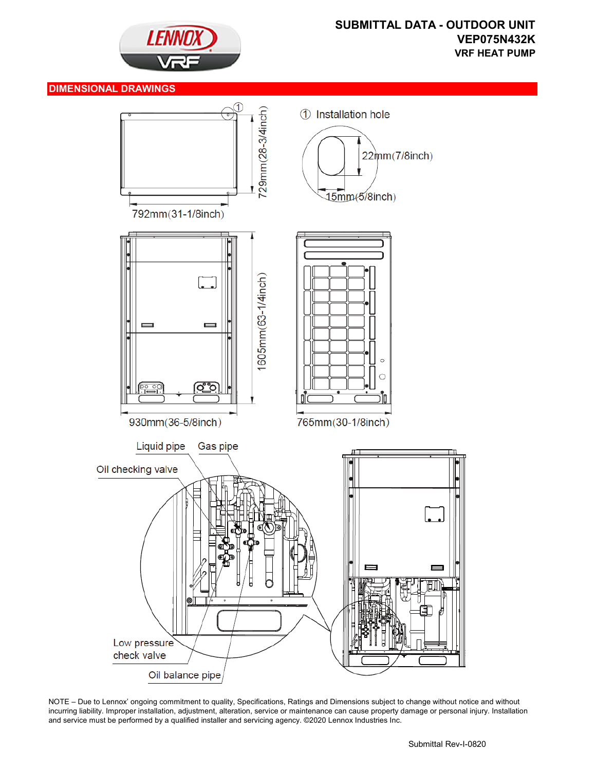# SUBMITTAL DATA - OUTDOOR UNIT

## VEP075N432K

### VRF HEAT PUMP

## DIMENSIONAL DRAWINGS

① Installation hole

22mm(7/8inch)

15mm(5/8inch)

729mm(28-3/4inch)

792mm(31-1/8inch)

1605mm(63-1/4inch)

930mm(36-5/8inch)

765mm(30-1/8inch)

Liquid pipe

Gas pipe

Oil checking valve

Low pressure check valve

Oil balance pipe

NOTE – Due to Lennox' ongoing commitment to quality, Specifications, Ratings and Dimensions subject to change without notice and without incurring liability. Improper installation, adjustment, alteration, service or maintenance can cause property damage or personal injury. Installation and service must be performed by a qualified installer and servicing agency. ©2020 Lennox Industries Inc.

Submittal Rev-I-0820